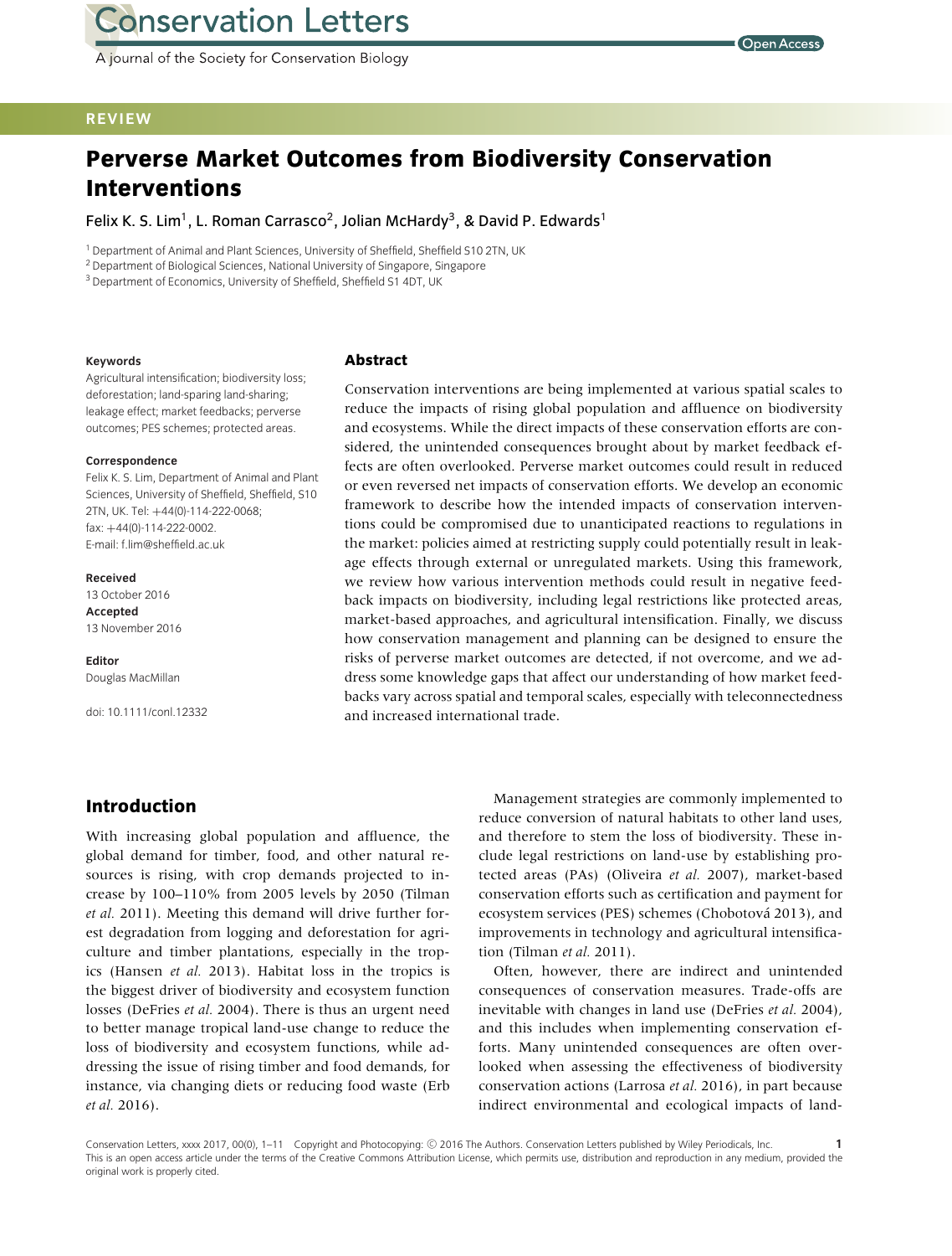REVIEW

# Perverse Market Outcomes from Biodiversity Conservation Interventions

Felix K. S. Lim[1], L. Roman Carrasco[2], Jolian McHardy[3], & David P. Edwards[1]

[1] Department of Animal and Plant Sciences, University of Sheffield, Sheffield S10 2TN, UK
[2] Department of Biological Sciences, National University of Singapore, Singapore
[3] Department of Economics, University of Sheffield, Sheffield S1 4DT, UK

**Keywords**
Agricultural intensification; biodiversity loss; deforestation; land-sparing land-sharing; leakage effect; market feedbacks; perverse outcomes; PES schemes; protected areas.

**Correspondence**
Felix K. S. Lim, Department of Animal and Plant Sciences, University of Sheffield, Sheffield, S10 2TN, UK. Tel: +44(0)-114-222-0068; fax: +44(0)-114-222-0002.
E-mail: f.lim@sheffield.ac.uk

**Received**
13 October 2016
**Accepted**
13 November 2016

**Editor**
Douglas MacMillan

doi: 10.1111/conl.12332

## Abstract

Conservation interventions are being implemented at various spatial scales to reduce the impacts of rising global population and affluence on biodiversity and ecosystems. While the direct impacts of these conservation efforts are considered, the unintended consequences brought about by market feedback effects are often overlooked. Perverse market outcomes could result in reduced or even reversed net impacts of conservation efforts. We develop an economic framework to describe how the intended impacts of conservation interventions could be compromised due to unanticipated reactions to regulations in the market: policies aimed at restricting supply could potentially result in leakage effects through external or unregulated markets. Using this framework, we review how various intervention methods could result in negative feedback impacts on biodiversity, including legal restrictions like protected areas, market-based approaches, and agricultural intensification. Finally, we discuss how conservation management and planning can be designed to ensure the risks of perverse market outcomes are detected, if not overcome, and we address some knowledge gaps that affect our understanding of how market feedbacks vary across spatial and temporal scales, especially with teleconnectedness and increased international trade.

## Introduction

With increasing global population and affluence, the global demand for timber, food, and other natural resources is rising, with crop demands projected to increase by 100–110% from 2005 levels by 2050 (Tilman *et al.* 2011). Meeting this demand will drive further forest degradation from logging and deforestation for agriculture and timber plantations, especially in the tropics (Hansen *et al.* 2013). Habitat loss in the tropics is the biggest driver of biodiversity and ecosystem function losses (DeFries *et al.* 2004). There is thus an urgent need to better manage tropical land-use change to reduce the loss of biodiversity and ecosystem functions, while addressing the issue of rising timber and food demands, for instance, via changing diets or reducing food waste (Erb *et al.* 2016).

Management strategies are commonly implemented to reduce conversion of natural habitats to other land uses, and therefore to stem the loss of biodiversity. These include legal restrictions on land-use by establishing protected areas (PAs) (Oliveira *et al.* 2007), market-based conservation efforts such as certification and payment for ecosystem services (PES) schemes (Chobotová 2013), and improvements in technology and agricultural intensification (Tilman *et al.* 2011).

Often, however, there are indirect and unintended consequences of conservation measures. Trade-offs are inevitable with changes in land use (DeFries *et al.* 2004), and this includes when implementing conservation efforts. Many unintended consequences are often overlooked when assessing the effectiveness of biodiversity conservation actions (Larrosa *et al.* 2016), in part because indirect environmental and ecological impacts of land-

This is an open access article under the terms of the Creative Commons Attribution License, which permits use, distribution and reproduction in any medium, provided the original work is properly cited.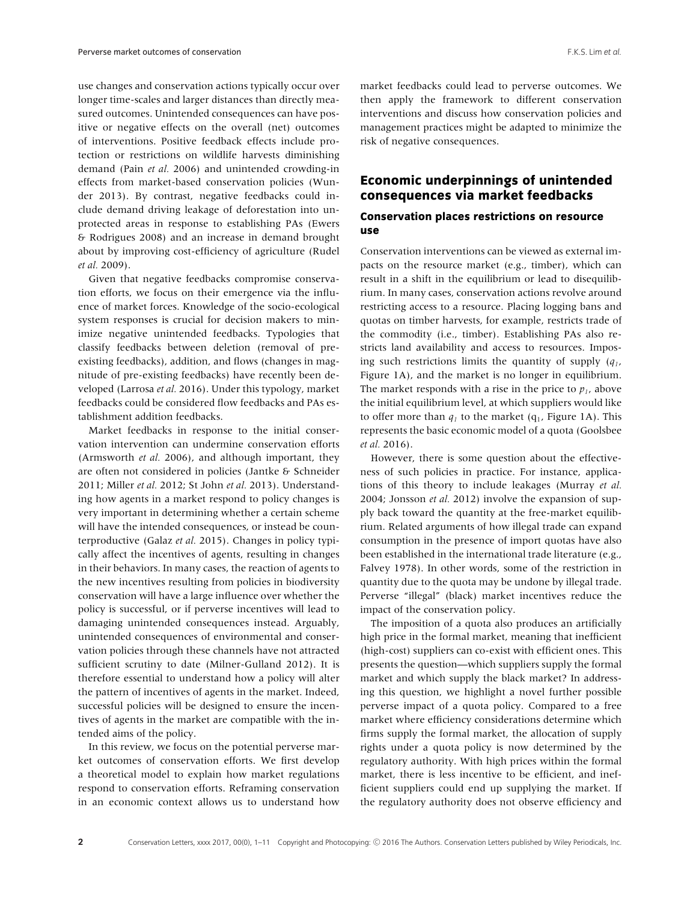use changes and conservation actions typically occur over longer time-scales and larger distances than directly measured outcomes. Unintended consequences can have positive or negative effects on the overall (net) outcomes of interventions. Positive feedback effects include protection or restrictions on wildlife harvests diminishing demand (Pain *et al.* 2006) and unintended crowding-in effects from market-based conservation policies (Wunder 2013). By contrast, negative feedbacks could include demand driving leakage of deforestation into unprotected areas in response to establishing PAs (Ewers & Rodrigues 2008) and an increase in demand brought about by improving cost-efficiency of agriculture (Rudel *et al.* 2009).

Given that negative feedbacks compromise conservation efforts, we focus on their emergence via the influence of market forces. Knowledge of the socio-ecological system responses is crucial for decision makers to minimize negative unintended feedbacks. Typologies that classify feedbacks between deletion (removal of preexisting feedbacks), addition, and flows (changes in magnitude of pre-existing feedbacks) have recently been developed (Larrosa *et al.* 2016). Under this typology, market feedbacks could be considered flow feedbacks and PAs establishment addition feedbacks.

Market feedbacks in response to the initial conservation intervention can undermine conservation efforts (Armsworth *et al.* 2006), and although important, they are often not considered in policies (Jantke & Schneider 2011; Miller *et al.* 2012; St John *et al.* 2013). Understanding how agents in a market respond to policy changes is very important in determining whether a certain scheme will have the intended consequences, or instead be counterproductive (Galaz *et al.* 2015). Changes in policy typically affect the incentives of agents, resulting in changes in their behaviors. In many cases, the reaction of agents to the new incentives resulting from policies in biodiversity conservation will have a large influence over whether the policy is successful, or if perverse incentives will lead to damaging unintended consequences instead. Arguably, unintended consequences of environmental and conservation policies through these channels have not attracted sufficient scrutiny to date (Milner-Gulland 2012). It is therefore essential to understand how a policy will alter the pattern of incentives of agents in the market. Indeed, successful policies will be designed to ensure the incentives of agents in the market are compatible with the intended aims of the policy.

In this review, we focus on the potential perverse market outcomes of conservation efforts. We first develop a theoretical model to explain how market regulations respond to conservation efforts. Reframing conservation in an economic context allows us to understand how market feedbacks could lead to perverse outcomes. We then apply the framework to different conservation interventions and discuss how conservation policies and management practices might be adapted to minimize the risk of negative consequences.

## Economic underpinnings of unintended consequences via market feedbacks

### Conservation places restrictions on resource use

Conservation interventions can be viewed as external impacts on the resource market (e.g., timber), which can result in a shift in the equilibrium or lead to disequilibrium. In many cases, conservation actions revolve around restricting access to a resource. Placing logging bans and quotas on timber harvests, for example, restricts trade of the commodity (i.e., timber). Establishing PAs also restricts land availability and access to resources. Imposing such restrictions limits the quantity of supply ($q_1$, Figure 1A), and the market is no longer in equilibrium. The market responds with a rise in the price to $p_1$, above the initial equilibrium level, at which suppliers would like to offer more than $q_1$ to the market ($q_1$, Figure 1A). This represents the basic economic model of a quota (Goolsbee *et al.* 2016).

However, there is some question about the effectiveness of such policies in practice. For instance, applications of this theory to include leakages (Murray *et al.* 2004; Jonsson *et al.* 2012) involve the expansion of supply back toward the quantity at the free-market equilibrium. Related arguments of how illegal trade can expand consumption in the presence of import quotas have also been established in the international trade literature (e.g., Falvey 1978). In other words, some of the restriction in quantity due to the quota may be undone by illegal trade. Perverse "illegal" (black) market incentives reduce the impact of the conservation policy.

The imposition of a quota also produces an artificially high price in the formal market, meaning that inefficient (high-cost) suppliers can co-exist with efficient ones. This presents the question—which suppliers supply the formal market and which supply the black market? In addressing this question, we highlight a novel further possible perverse impact of a quota policy. Compared to a free market where efficiency considerations determine which firms supply the formal market, the allocation of supply rights under a quota policy is now determined by the regulatory authority. With high prices within the formal market, there is less incentive to be efficient, and inefficient suppliers could end up supplying the market. If the regulatory authority does not observe efficiency and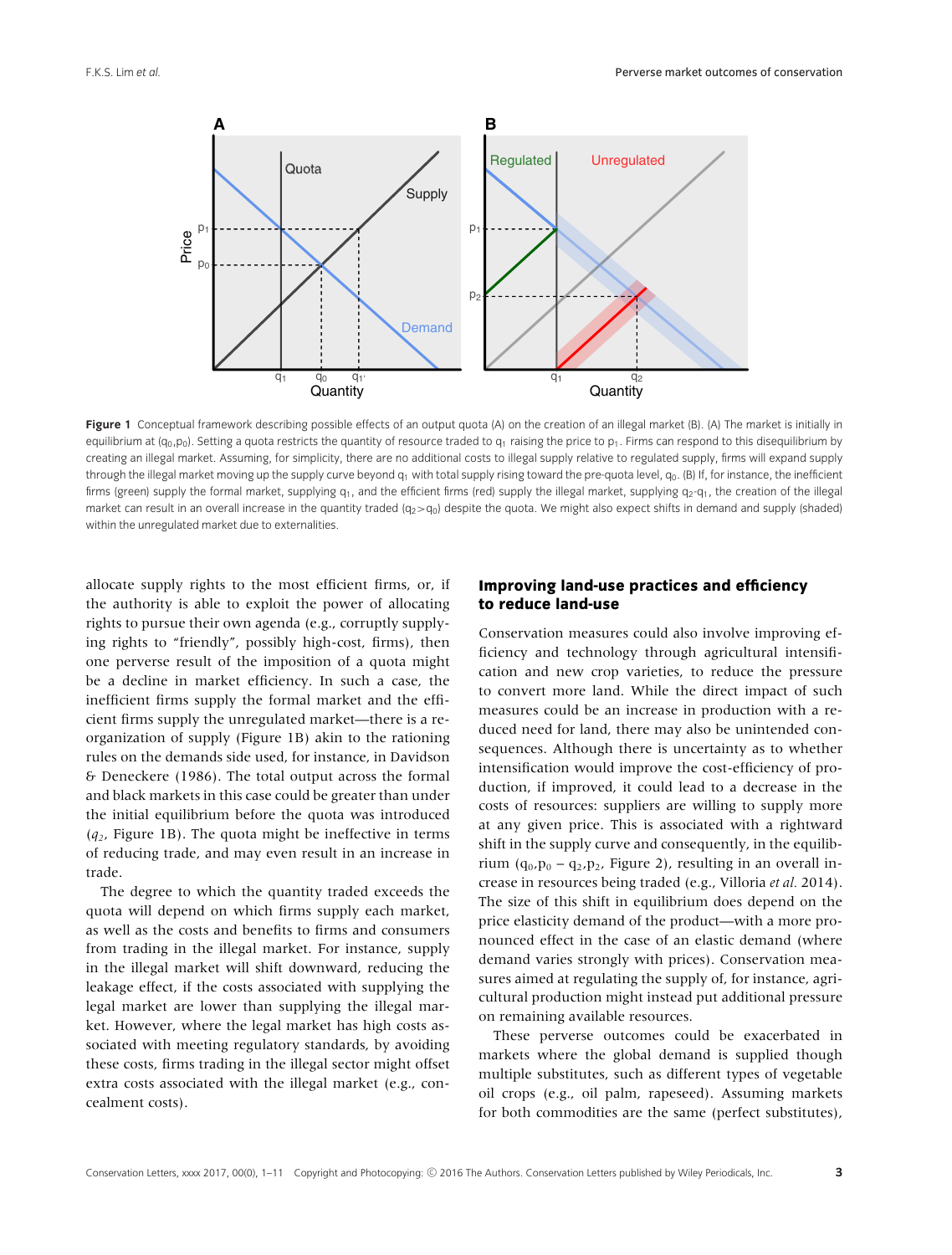A

Quota

Supply

Price

$p_1$

$p_0$

Demand

$q_1$ $q_0$ $q_{1'}$

Quantity

B

Regulated

Unregulated

$p_1$

$p_2$

$q_1$ $q_2$

Quantity

**Figure 1** Conceptual framework describing possible effects of an output quota (A) on the creation of an illegal market (B). (A) The market is initially in equilibrium at ($q_0$,$p_0$). Setting a quota restricts the quantity of resource traded to $q_1$ raising the price to $p_1$. Firms can respond to this disequilibrium by creating an illegal market. Assuming, for simplicity, there are no additional costs to illegal supply relative to regulated supply, firms will expand supply through the illegal market moving up the supply curve beyond $q_1$ with total supply rising toward the pre-quota level, $q_0$. (B) If, for instance, the inefficient firms (green) supply the formal market, supplying $q_1$, and the efficient firms (red) supply the illegal market, supplying $q_2$-$q_1$, the creation of the illegal market can result in an overall increase in the quantity traded ($q_2$>$q_0$) despite the quota. We might also expect shifts in demand and supply (shaded) within the unregulated market due to externalities.

allocate supply rights to the most efficient firms, or, if the authority is able to exploit the power of allocating rights to pursue their own agenda (e.g., corruptly supplying rights to "friendly", possibly high-cost, firms), then one perverse result of the imposition of a quota might be a decline in market efficiency. In such a case, the inefficient firms supply the formal market and the efficient firms supply the unregulated market—there is a reorganization of supply (Figure 1B) akin to the rationing rules on the demands side used, for instance, in Davidson & Deneckere (1986). The total output across the formal and black markets in this case could be greater than under the initial equilibrium before the quota was introduced ($q_2$, Figure 1B). The quota might be ineffective in terms of reducing trade, and may even result in an increase in trade.

The degree to which the quantity traded exceeds the quota will depend on which firms supply each market, as well as the costs and benefits to firms and consumers from trading in the illegal market. For instance, supply in the illegal market will shift downward, reducing the leakage effect, if the costs associated with supplying the legal market are lower than supplying the illegal market. However, where the legal market has high costs associated with meeting regulatory standards, by avoiding these costs, firms trading in the illegal sector might offset extra costs associated with the illegal market (e.g., concealment costs).

## Improving land-use practices and efficiency to reduce land-use

Conservation measures could also involve improving efficiency and technology through agricultural intensification and new crop varieties, to reduce the pressure to convert more land. While the direct impact of such measures could be an increase in production with a reduced need for land, there may also be unintended consequences. Although there is uncertainty as to whether intensification would improve the cost-efficiency of production, if improved, it could lead to a decrease in the costs of resources: suppliers are willing to supply more at any given price. This is associated with a rightward shift in the supply curve and consequently, in the equilibrium ($q_0$,$p_0$ – $q_2$,$p_2$, Figure 2), resulting in an overall increase in resources being traded (e.g., Villoria *et al.* 2014). The size of this shift in equilibrium does depend on the price elasticity demand of the product—with a more pronounced effect in the case of an elastic demand (where demand varies strongly with prices). Conservation measures aimed at regulating the supply of, for instance, agricultural production might instead put additional pressure on remaining available resources.

These perverse outcomes could be exacerbated in markets where the global demand is supplied though multiple substitutes, such as different types of vegetable oil crops (e.g., oil palm, rapeseed). Assuming markets for both commodities are the same (perfect substitutes),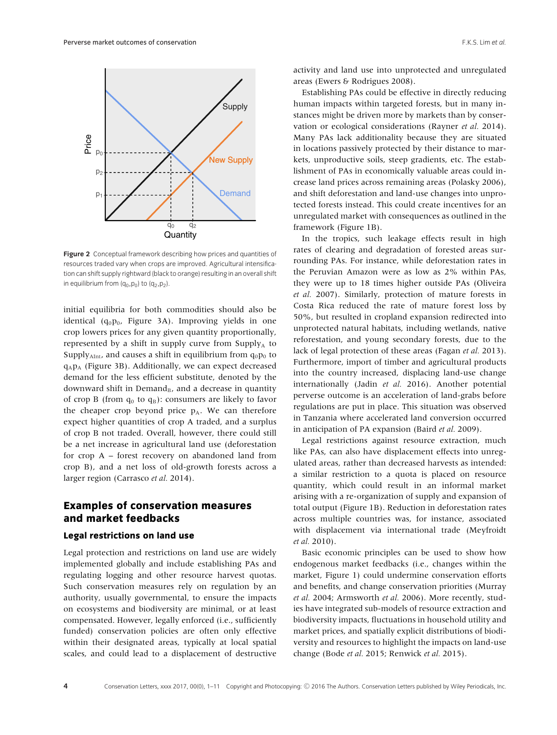Figure 2 Conceptual framework describing how prices and quantities of resources traded vary when crops are improved. Agricultural intensification can shift supply rightward (black to orange) resulting in an overall shift in equilibrium from ($q_0$,$p_0$) to ($q_2$,$p_2$).

initial equilibria for both commodities should also be identical ($q_0p_0$, Figure 3A). Improving yields in one crop lowers prices for any given quantity proportionally, represented by a shift in supply curve from $Supply_A$ to $Supply_{AInt}$, and causes a shift in equilibrium from $q_0p_0$ to $q_Ap_A$ (Figure 3B). Additionally, we can expect decreased demand for the less efficient substitute, denoted by the downward shift in $Demand_B$, and a decrease in quantity of crop B (from $q_0$ to $q_B$): consumers are likely to favor the cheaper crop beyond price $p_A$. We can therefore expect higher quantities of crop A traded, and a surplus of crop B not traded. Overall, however, there could still be a net increase in agricultural land use (deforestation for crop A – forest recovery on abandoned land from crop B), and a net loss of old-growth forests across a larger region (Carrasco *et al.* 2014).

## Examples of conservation measures and market feedbacks

### Legal restrictions on land use

Legal protection and restrictions on land use are widely implemented globally and include establishing PAs and regulating logging and other resource harvest quotas. Such conservation measures rely on regulation by an authority, usually governmental, to ensure the impacts on ecosystems and biodiversity are minimal, or at least compensated. However, legally enforced (i.e., sufficiently funded) conservation policies are often only effective within their designated areas, typically at local spatial scales, and could lead to a displacement of destructive activity and land use into unprotected and unregulated areas (Ewers & Rodrigues 2008).

Establishing PAs could be effective in directly reducing human impacts within targeted forests, but in many instances might be driven more by markets than by conservation or ecological considerations (Rayner *et al.* 2014). Many PAs lack additionality because they are situated in locations passively protected by their distance to markets, unproductive soils, steep gradients, etc. The establishment of PAs in economically valuable areas could increase land prices across remaining areas (Polasky 2006), and shift deforestation and land-use changes into unprotected forests instead. This could create incentives for an unregulated market with consequences as outlined in the framework (Figure 1B).

In the tropics, such leakage effects result in high rates of clearing and degradation of forested areas surrounding PAs. For instance, while deforestation rates in the Peruvian Amazon were as low as 2% within PAs, they were up to 18 times higher outside PAs (Oliveira *et al.* 2007). Similarly, protection of mature forests in Costa Rica reduced the rate of mature forest loss by 50%, but resulted in cropland expansion redirected into unprotected natural habitats, including wetlands, native reforestation, and young secondary forests, due to the lack of legal protection of these areas (Fagan *et al.* 2013). Furthermore, import of timber and agricultural products into the country increased, displacing land-use change internationally (Jadin *et al.* 2016). Another potential perverse outcome is an acceleration of land-grabs before regulations are put in place. This situation was observed in Tanzania where accelerated land conversion occurred in anticipation of PA expansion (Baird *et al.* 2009).

Legal restrictions against resource extraction, much like PAs, can also have displacement effects into unregulated areas, rather than decreased harvests as intended: a similar restriction to a quota is placed on resource quantity, which could result in an informal market arising with a re-organization of supply and expansion of total output (Figure 1B). Reduction in deforestation rates across multiple countries was, for instance, associated with displacement via international trade (Meyfroidt *et al.* 2010).

Basic economic principles can be used to show how endogenous market feedbacks (i.e., changes within the market, Figure 1) could undermine conservation efforts and benefits, and change conservation priorities (Murray *et al.* 2004; Armsworth *et al.* 2006). More recently, studies have integrated sub-models of resource extraction and biodiversity impacts, fluctuations in household utility and market prices, and spatially explicit distributions of biodiversity and resources to highlight the impacts on land-use change (Bode *et al.* 2015; Renwick *et al.* 2015).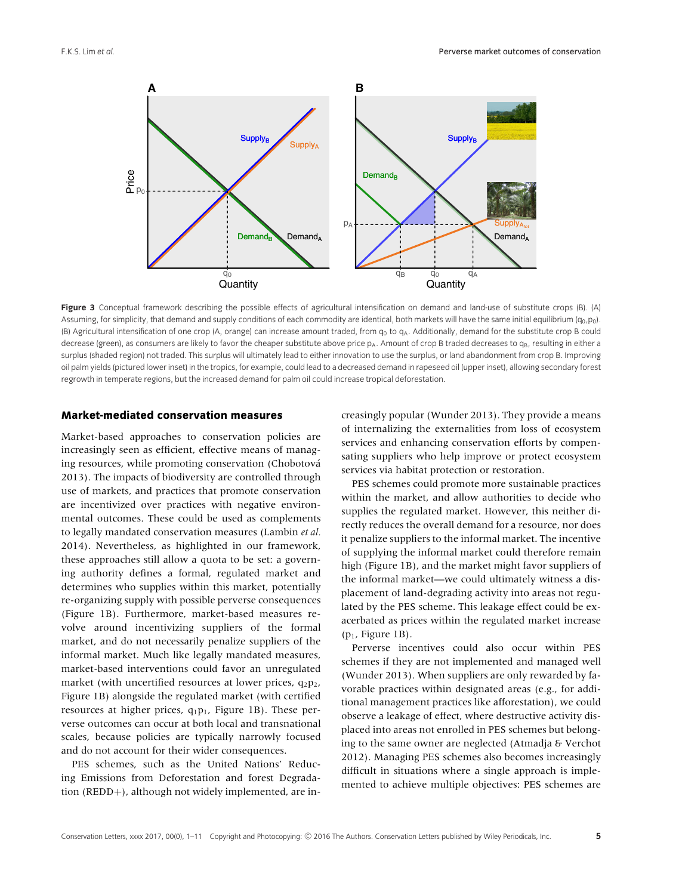**Figure 3** Conceptual framework describing the possible effects of agricultural intensification on demand and land-use of substitute crops (B). (A) Assuming, for simplicity, that demand and supply conditions of each commodity are identical, both markets will have the same initial equilibrium ($q_0$,$p_0$). (B) Agricultural intensification of one crop (A, orange) can increase amount traded, from $q_0$ to $q_A$. Additionally, demand for the substitute crop B could decrease (green), as consumers are likely to favor the cheaper substitute above price $p_A$. Amount of crop B traded decreases to $q_B$, resulting in either a surplus (shaded region) not traded. This surplus will ultimately lead to either innovation to use the surplus, or land abandonment from crop B. Improving oil palm yields (pictured lower inset) in the tropics, for example, could lead to a decreased demand in rapeseed oil (upper inset), allowing secondary forest regrowth in temperate regions, but the increased demand for palm oil could increase tropical deforestation.

## Market-mediated conservation measures

Market-based approaches to conservation policies are increasingly seen as efficient, effective means of managing resources, while promoting conservation (Chobotová 2013). The impacts of biodiversity are controlled through use of markets, and practices that promote conservation are incentivized over practices with negative environmental outcomes. These could be used as complements to legally mandated conservation measures (Lambin *et al.* 2014). Nevertheless, as highlighted in our framework, these approaches still allow a quota to be set: a governing authority defines a formal, regulated market and determines who supplies within this market, potentially re-organizing supply with possible perverse consequences (Figure 1B). Furthermore, market-based measures revolve around incentivizing suppliers of the formal market, and do not necessarily penalize suppliers of the informal market. Much like legally mandated measures, market-based interventions could favor an unregulated market (with uncertified resources at lower prices, $q_2p_2$, Figure 1B) alongside the regulated market (with certified resources at higher prices, $q_1p_1$, Figure 1B). These perverse outcomes can occur at both local and transnational scales, because policies are typically narrowly focused and do not account for their wider consequences.

PES schemes, such as the United Nations' Reducing Emissions from Deforestation and forest Degradation (REDD+), although not widely implemented, are increasingly popular (Wunder 2013). They provide a means of internalizing the externalities from loss of ecosystem services and enhancing conservation efforts by compensating suppliers who help improve or protect ecosystem services via habitat protection or restoration.

PES schemes could promote more sustainable practices within the market, and allow authorities to decide who supplies the regulated market. However, this neither directly reduces the overall demand for a resource, nor does it penalize suppliers to the informal market. The incentive of supplying the informal market could therefore remain high (Figure 1B), and the market might favor suppliers of the informal market—we could ultimately witness a displacement of land-degrading activity into areas not regulated by the PES scheme. This leakage effect could be exacerbated as prices within the regulated market increase ($p_1$, Figure 1B).

Perverse incentives could also occur within PES schemes if they are not implemented and managed well (Wunder 2013). When suppliers are only rewarded by favorable practices within designated areas (e.g., for additional management practices like afforestation), we could observe a leakage of effect, where destructive activity displaced into areas not enrolled in PES schemes but belonging to the same owner are neglected (Atmadja & Verchot 2012). Managing PES schemes also becomes increasingly difficult in situations where a single approach is implemented to achieve multiple objectives: PES schemes are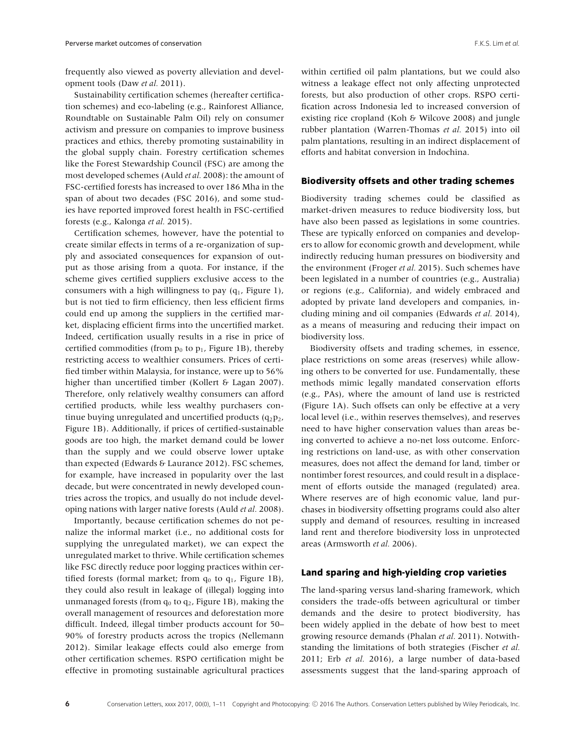frequently also viewed as poverty alleviation and development tools (Daw *et al.* 2011).

Sustainability certification schemes (hereafter certification schemes) and eco-labeling (e.g., Rainforest Alliance, Roundtable on Sustainable Palm Oil) rely on consumer activism and pressure on companies to improve business practices and ethics, thereby promoting sustainability in the global supply chain. Forestry certification schemes like the Forest Stewardship Council (FSC) are among the most developed schemes (Auld *et al.* 2008): the amount of FSC-certified forests has increased to over 186 Mha in the span of about two decades (FSC 2016), and some studies have reported improved forest health in FSC-certified forests (e.g., Kalonga *et al.* 2015).

Certification schemes, however, have the potential to create similar effects in terms of a re-organization of supply and associated consequences for expansion of output as those arising from a quota. For instance, if the scheme gives certified suppliers exclusive access to the consumers with a high willingness to pay ($q_1$, Figure 1), but is not tied to firm efficiency, then less efficient firms could end up among the suppliers in the certified market, displacing efficient firms into the uncertified market. Indeed, certification usually results in a rise in price of certified commodities (from $p_0$ to $p_1$, Figure 1B), thereby restricting access to wealthier consumers. Prices of certified timber within Malaysia, for instance, were up to 56% higher than uncertified timber (Kollert & Lagan 2007). Therefore, only relatively wealthy consumers can afford certified products, while less wealthy purchasers continue buying unregulated and uncertified products ($q_2p_2$, Figure 1B). Additionally, if prices of certified-sustainable goods are too high, the market demand could be lower than the supply and we could observe lower uptake than expected (Edwards & Laurance 2012). FSC schemes, for example, have increased in popularity over the last decade, but were concentrated in newly developed countries across the tropics, and usually do not include developing nations with larger native forests (Auld *et al.* 2008).

Importantly, because certification schemes do not penalize the informal market (i.e., no additional costs for supplying the unregulated market), we can expect the unregulated market to thrive. While certification schemes like FSC directly reduce poor logging practices within certified forests (formal market; from $q_0$ to $q_1$, Figure 1B), they could also result in leakage of (illegal) logging into unmanaged forests (from $q_0$ to $q_2$, Figure 1B), making the overall management of resources and deforestation more difficult. Indeed, illegal timber products account for 50–90% of forestry products across the tropics (Nellemann 2012). Similar leakage effects could also emerge from other certification schemes. RSPO certification might be effective in promoting sustainable agricultural practices within certified oil palm plantations, but we could also witness a leakage effect not only affecting unprotected forests, but also production of other crops. RSPO certification across Indonesia led to increased conversion of existing rice cropland (Koh & Wilcove 2008) and jungle rubber plantation (Warren-Thomas *et al.* 2015) into oil palm plantations, resulting in an indirect displacement of efforts and habitat conversion in Indochina.

## Biodiversity offsets and other trading schemes

Biodiversity trading schemes could be classified as market-driven measures to reduce biodiversity loss, but have also been passed as legislations in some countries. These are typically enforced on companies and developers to allow for economic growth and development, while indirectly reducing human pressures on biodiversity and the environment (Froger *et al.* 2015). Such schemes have been legislated in a number of countries (e.g., Australia) or regions (e.g., California), and widely embraced and adopted by private land developers and companies, including mining and oil companies (Edwards *et al.* 2014), as a means of measuring and reducing their impact on biodiversity loss.

Biodiversity offsets and trading schemes, in essence, place restrictions on some areas (reserves) while allowing others to be converted for use. Fundamentally, these methods mimic legally mandated conservation efforts (e.g., PAs), where the amount of land use is restricted (Figure 1A). Such offsets can only be effective at a very local level (i.e., within reserves themselves), and reserves need to have higher conservation values than areas being converted to achieve a no-net loss outcome. Enforcing restrictions on land-use, as with other conservation measures, does not affect the demand for land, timber or nontimber forest resources, and could result in a displacement of efforts outside the managed (regulated) area. Where reserves are of high economic value, land purchases in biodiversity offsetting programs could also alter supply and demand of resources, resulting in increased land rent and therefore biodiversity loss in unprotected areas (Armsworth *et al.* 2006).

## Land sparing and high-yielding crop varieties

The land-sparing versus land-sharing framework, which considers the trade-offs between agricultural or timber demands and the desire to protect biodiversity, has been widely applied in the debate of how best to meet growing resource demands (Phalan *et al.* 2011). Notwithstanding the limitations of both strategies (Fischer *et al.* 2011; Erb *et al.* 2016), a large number of data-based assessments suggest that the land-sparing approach of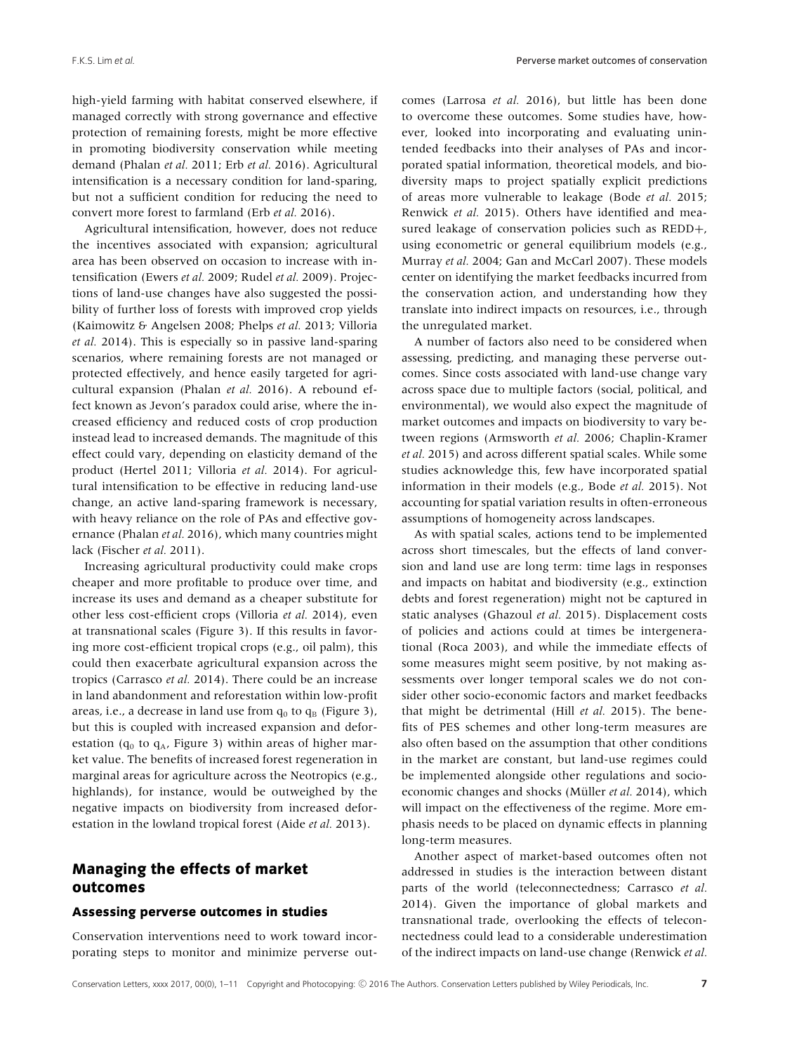high-yield farming with habitat conserved elsewhere, if managed correctly with strong governance and effective protection of remaining forests, might be more effective in promoting biodiversity conservation while meeting demand (Phalan *et al.* 2011; Erb *et al.* 2016). Agricultural intensification is a necessary condition for land-sparing, but not a sufficient condition for reducing the need to convert more forest to farmland (Erb *et al.* 2016).

Agricultural intensification, however, does not reduce the incentives associated with expansion; agricultural area has been observed on occasion to increase with intensification (Ewers *et al.* 2009; Rudel *et al.* 2009). Projections of land-use changes have also suggested the possibility of further loss of forests with improved crop yields (Kaimowitz & Angelsen 2008; Phelps *et al.* 2013; Villoria *et al.* 2014). This is especially so in passive land-sparing scenarios, where remaining forests are not managed or protected effectively, and hence easily targeted for agricultural expansion (Phalan *et al.* 2016). A rebound effect known as Jevon's paradox could arise, where the increased efficiency and reduced costs of crop production instead lead to increased demands. The magnitude of this effect could vary, depending on elasticity demand of the product (Hertel 2011; Villoria *et al.* 2014). For agricultural intensification to be effective in reducing land-use change, an active land-sparing framework is necessary, with heavy reliance on the role of PAs and effective governance (Phalan *et al.* 2016), which many countries might lack (Fischer *et al.* 2011).

Increasing agricultural productivity could make crops cheaper and more profitable to produce over time, and increase its uses and demand as a cheaper substitute for other less cost-efficient crops (Villoria *et al.* 2014), even at transnational scales (Figure 3). If this results in favoring more cost-efficient tropical crops (e.g., oil palm), this could then exacerbate agricultural expansion across the tropics (Carrasco *et al.* 2014). There could be an increase in land abandonment and reforestation within low-profit areas, i.e., a decrease in land use from $q_0$ to $q_B$ (Figure 3), but this is coupled with increased expansion and deforestation ($q_0$ to $q_A$, Figure 3) within areas of higher market value. The benefits of increased forest regeneration in marginal areas for agriculture across the Neotropics (e.g., highlands), for instance, would be outweighed by the negative impacts on biodiversity from increased deforestation in the lowland tropical forest (Aide *et al.* 2013).

## Managing the effects of market outcomes

### Assessing perverse outcomes in studies

Conservation interventions need to work toward incorporating steps to monitor and minimize perverse outcomes (Larrosa *et al.* 2016), but little has been done to overcome these outcomes. Some studies have, however, looked into incorporating and evaluating unintended feedbacks into their analyses of PAs and incorporated spatial information, theoretical models, and biodiversity maps to project spatially explicit predictions of areas more vulnerable to leakage (Bode *et al.* 2015; Renwick *et al.* 2015). Others have identified and measured leakage of conservation policies such as REDD+, using econometric or general equilibrium models (e.g., Murray *et al.* 2004; Gan and McCarl 2007). These models center on identifying the market feedbacks incurred from the conservation action, and understanding how they translate into indirect impacts on resources, i.e., through the unregulated market.

A number of factors also need to be considered when assessing, predicting, and managing these perverse outcomes. Since costs associated with land-use change vary across space due to multiple factors (social, political, and environmental), we would also expect the magnitude of market outcomes and impacts on biodiversity to vary between regions (Armsworth *et al.* 2006; Chaplin-Kramer *et al.* 2015) and across different spatial scales. While some studies acknowledge this, few have incorporated spatial information in their models (e.g., Bode *et al.* 2015). Not accounting for spatial variation results in often-erroneous assumptions of homogeneity across landscapes.

As with spatial scales, actions tend to be implemented across short timescales, but the effects of land conversion and land use are long term: time lags in responses and impacts on habitat and biodiversity (e.g., extinction debts and forest regeneration) might not be captured in static analyses (Ghazoul *et al.* 2015). Displacement costs of policies and actions could at times be intergenerational (Roca 2003), and while the immediate effects of some measures might seem positive, by not making assessments over longer temporal scales we do not consider other socio-economic factors and market feedbacks that might be detrimental (Hill *et al.* 2015). The benefits of PES schemes and other long-term measures are also often based on the assumption that other conditions in the market are constant, but land-use regimes could be implemented alongside other regulations and socio-economic changes and shocks (Müller *et al.* 2014), which will impact on the effectiveness of the regime. More emphasis needs to be placed on dynamic effects in planning long-term measures.

Another aspect of market-based outcomes often not addressed in studies is the interaction between distant parts of the world (teleconnectedness; Carrasco *et al.* 2014). Given the importance of global markets and transnational trade, overlooking the effects of teleconnectedness could lead to a considerable underestimation of the indirect impacts on land-use change (Renwick *et al.*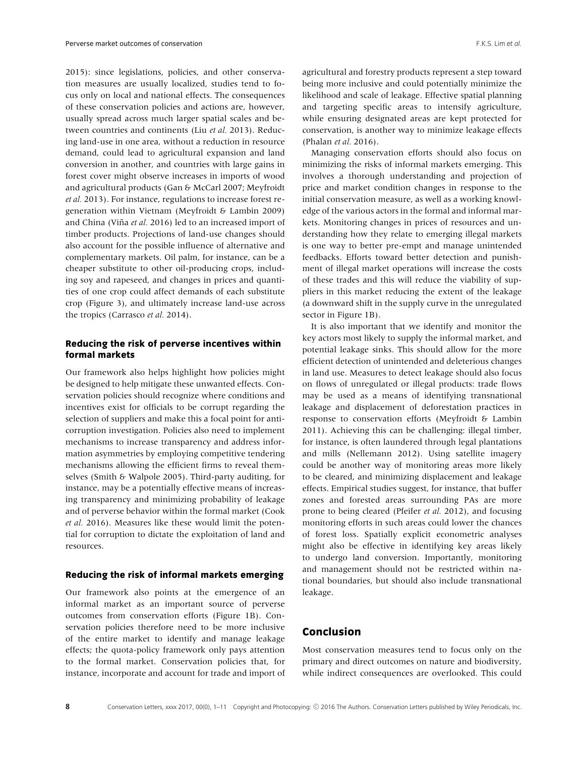2015): since legislations, policies, and other conservation measures are usually localized, studies tend to focus only on local and national effects. The consequences of these conservation policies and actions are, however, usually spread across much larger spatial scales and between countries and continents (Liu *et al.* 2013). Reducing land-use in one area, without a reduction in resource demand, could lead to agricultural expansion and land conversion in another, and countries with large gains in forest cover might observe increases in imports of wood and agricultural products (Gan & McCarl 2007; Meyfroidt *et al.* 2013). For instance, regulations to increase forest regeneration within Vietnam (Meyfroidt & Lambin 2009) and China (Viña *et al.* 2016) led to an increased import of timber products. Projections of land-use changes should also account for the possible influence of alternative and complementary markets. Oil palm, for instance, can be a cheaper substitute to other oil-producing crops, including soy and rapeseed, and changes in prices and quantities of one crop could affect demands of each substitute crop (Figure 3), and ultimately increase land-use across the tropics (Carrasco *et al.* 2014).

### Reducing the risk of perverse incentives within formal markets

Our framework also helps highlight how policies might be designed to help mitigate these unwanted effects. Conservation policies should recognize where conditions and incentives exist for officials to be corrupt regarding the selection of suppliers and make this a focal point for anticorruption investigation. Policies also need to implement mechanisms to increase transparency and address information asymmetries by employing competitive tendering mechanisms allowing the efficient firms to reveal themselves (Smith & Walpole 2005). Third-party auditing, for instance, may be a potentially effective means of increasing transparency and minimizing probability of leakage and of perverse behavior within the formal market (Cook *et al.* 2016). Measures like these would limit the potential for corruption to dictate the exploitation of land and resources.

### Reducing the risk of informal markets emerging

Our framework also points at the emergence of an informal market as an important source of perverse outcomes from conservation efforts (Figure 1B). Conservation policies therefore need to be more inclusive of the entire market to identify and manage leakage effects; the quota-policy framework only pays attention to the formal market. Conservation policies that, for instance, incorporate and account for trade and import of agricultural and forestry products represent a step toward being more inclusive and could potentially minimize the likelihood and scale of leakage. Effective spatial planning and targeting specific areas to intensify agriculture, while ensuring designated areas are kept protected for conservation, is another way to minimize leakage effects (Phalan *et al.* 2016).

Managing conservation efforts should also focus on minimizing the risks of informal markets emerging. This involves a thorough understanding and projection of price and market condition changes in response to the initial conservation measure, as well as a working knowledge of the various actors in the formal and informal markets. Monitoring changes in prices of resources and understanding how they relate to emerging illegal markets is one way to better pre-empt and manage unintended feedbacks. Efforts toward better detection and punishment of illegal market operations will increase the costs of these trades and this will reduce the viability of suppliers in this market reducing the extent of the leakage (a downward shift in the supply curve in the unregulated sector in Figure 1B).

It is also important that we identify and monitor the key actors most likely to supply the informal market, and potential leakage sinks. This should allow for the more efficient detection of unintended and deleterious changes in land use. Measures to detect leakage should also focus on flows of unregulated or illegal products: trade flows may be used as a means of identifying transnational leakage and displacement of deforestation practices in response to conservation efforts (Meyfroidt & Lambin 2011). Achieving this can be challenging: illegal timber, for instance, is often laundered through legal plantations and mills (Nellemann 2012). Using satellite imagery could be another way of monitoring areas more likely to be cleared, and minimizing displacement and leakage effects. Empirical studies suggest, for instance, that buffer zones and forested areas surrounding PAs are more prone to being cleared (Pfeifer *et al.* 2012), and focusing monitoring efforts in such areas could lower the chances of forest loss. Spatially explicit econometric analyses might also be effective in identifying key areas likely to undergo land conversion. Importantly, monitoring and management should not be restricted within national boundaries, but should also include transnational leakage.

## Conclusion

Most conservation measures tend to focus only on the primary and direct outcomes on nature and biodiversity, while indirect consequences are overlooked. This could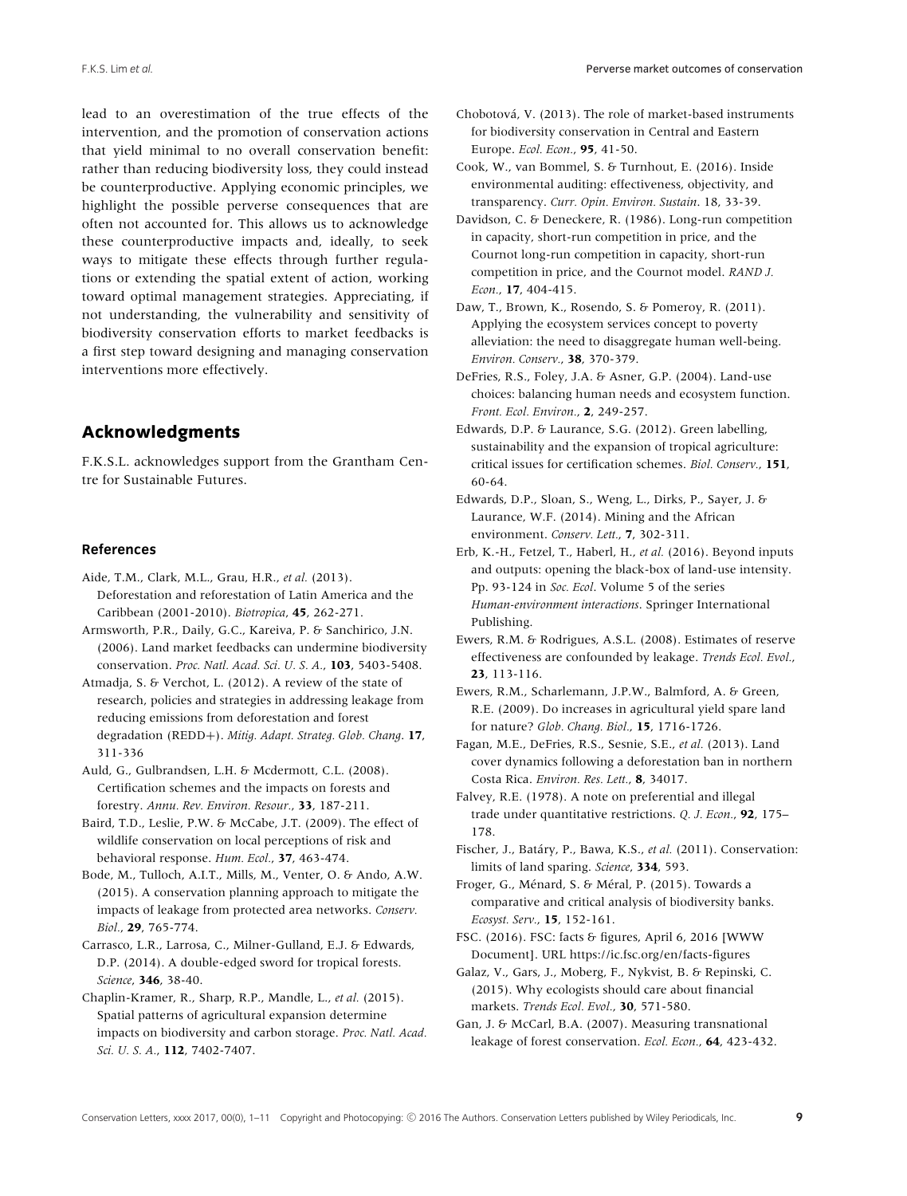lead to an overestimation of the true effects of the intervention, and the promotion of conservation actions that yield minimal to no overall conservation benefit: rather than reducing biodiversity loss, they could instead be counterproductive. Applying economic principles, we highlight the possible perverse consequences that are often not accounted for. This allows us to acknowledge these counterproductive impacts and, ideally, to seek ways to mitigate these effects through further regulations or extending the spatial extent of action, working toward optimal management strategies. Appreciating, if not understanding, the vulnerability and sensitivity of biodiversity conservation efforts to market feedbacks is a first step toward designing and managing conservation interventions more effectively.

## Acknowledgments

F.K.S.L. acknowledges support from the Grantham Centre for Sustainable Futures.

### References

Aide, T.M., Clark, M.L., Grau, H.R., *et al.* (2013). Deforestation and reforestation of Latin America and the Caribbean (2001-2010). *Biotropica*, **45**, 262-271.

Armsworth, P.R., Daily, G.C., Kareiva, P. & Sanchirico, J.N. (2006). Land market feedbacks can undermine biodiversity conservation. *Proc. Natl. Acad. Sci. U. S. A.*, **103**, 5403-5408.

Atmadja, S. & Verchot, L. (2012). A review of the state of research, policies and strategies in addressing leakage from reducing emissions from deforestation and forest degradation (REDD+). *Mitig. Adapt. Strateg. Glob. Chang.* **17**, 311-336

Auld, G., Gulbrandsen, L.H. & Mcdermott, C.L. (2008). Certification schemes and the impacts on forests and forestry. *Annu. Rev. Environ. Resour.*, **33**, 187-211.

Baird, T.D., Leslie, P.W. & McCabe, J.T. (2009). The effect of wildlife conservation on local perceptions of risk and behavioral response. *Hum. Ecol.*, **37**, 463-474.

Bode, M., Tulloch, A.I.T., Mills, M., Venter, O. & Ando, A.W. (2015). A conservation planning approach to mitigate the impacts of leakage from protected area networks. *Conserv. Biol.*, **29**, 765-774.

Carrasco, L.R., Larrosa, C., Milner-Gulland, E.J. & Edwards, D.P. (2014). A double-edged sword for tropical forests. *Science*, **346**, 38-40.

Chaplin-Kramer, R., Sharp, R.P., Mandle, L., *et al.* (2015). Spatial patterns of agricultural expansion determine impacts on biodiversity and carbon storage. *Proc. Natl. Acad. Sci. U. S. A.*, **112**, 7402-7407.

Chobotová, V. (2013). The role of market-based instruments for biodiversity conservation in Central and Eastern Europe. *Ecol. Econ.*, **95**, 41-50.

Cook, W., van Bommel, S. & Turnhout, E. (2016). Inside environmental auditing: effectiveness, objectivity, and transparency. *Curr. Opin. Environ. Sustain.* 18, 33-39.

Davidson, C. & Deneckere, R. (1986). Long-run competition in capacity, short-run competition in price, and the Cournot long-run competition in capacity, short-run competition in price, and the Cournot model. *RAND J. Econ.*, **17**, 404-415.

Daw, T., Brown, K., Rosendo, S. & Pomeroy, R. (2011). Applying the ecosystem services concept to poverty alleviation: the need to disaggregate human well-being. *Environ. Conserv.*, **38**, 370-379.

DeFries, R.S., Foley, J.A. & Asner, G.P. (2004). Land-use choices: balancing human needs and ecosystem function. *Front. Ecol. Environ.*, **2**, 249-257.

Edwards, D.P. & Laurance, S.G. (2012). Green labelling, sustainability and the expansion of tropical agriculture: critical issues for certification schemes. *Biol. Conserv.*, **151**, 60-64.

Edwards, D.P., Sloan, S., Weng, L., Dirks, P., Sayer, J. & Laurance, W.F. (2014). Mining and the African environment. *Conserv. Lett.*, **7**, 302-311.

Erb, K.-H., Fetzel, T., Haberl, H., *et al.* (2016). Beyond inputs and outputs: opening the black-box of land-use intensity. Pp. 93-124 in *Soc. Ecol*. Volume 5 of the series *Human-environment interactions*. Springer International Publishing.

Ewers, R.M. & Rodrigues, A.S.L. (2008). Estimates of reserve effectiveness are confounded by leakage. *Trends Ecol. Evol.*, **23**, 113-116.

Ewers, R.M., Scharlemann, J.P.W., Balmford, A. & Green, R.E. (2009). Do increases in agricultural yield spare land for nature? *Glob. Chang. Biol.*, **15**, 1716-1726.

Fagan, M.E., DeFries, R.S., Sesnie, S.E., *et al.* (2013). Land cover dynamics following a deforestation ban in northern Costa Rica. *Environ. Res. Lett.*, **8**, 34017.

Falvey, R.E. (1978). A note on preferential and illegal trade under quantitative restrictions. *Q. J. Econ.*, **92**, 175–178.

Fischer, J., Batáry, P., Bawa, K.S., *et al.* (2011). Conservation: limits of land sparing. *Science*, **334**, 593.

Froger, G., Ménard, S. & Méral, P. (2015). Towards a comparative and critical analysis of biodiversity banks. *Ecosyst. Serv.*, **15**, 152-161.

FSC. (2016). FSC: facts & figures, April 6, 2016 [WWW Document]. URL https://ic.fsc.org/en/facts-figures

Galaz, V., Gars, J., Moberg, F., Nykvist, B. & Repinski, C. (2015). Why ecologists should care about financial markets. *Trends Ecol. Evol.*, **30**, 571-580.

Gan, J. & McCarl, B.A. (2007). Measuring transnational leakage of forest conservation. *Ecol. Econ.*, **64**, 423-432.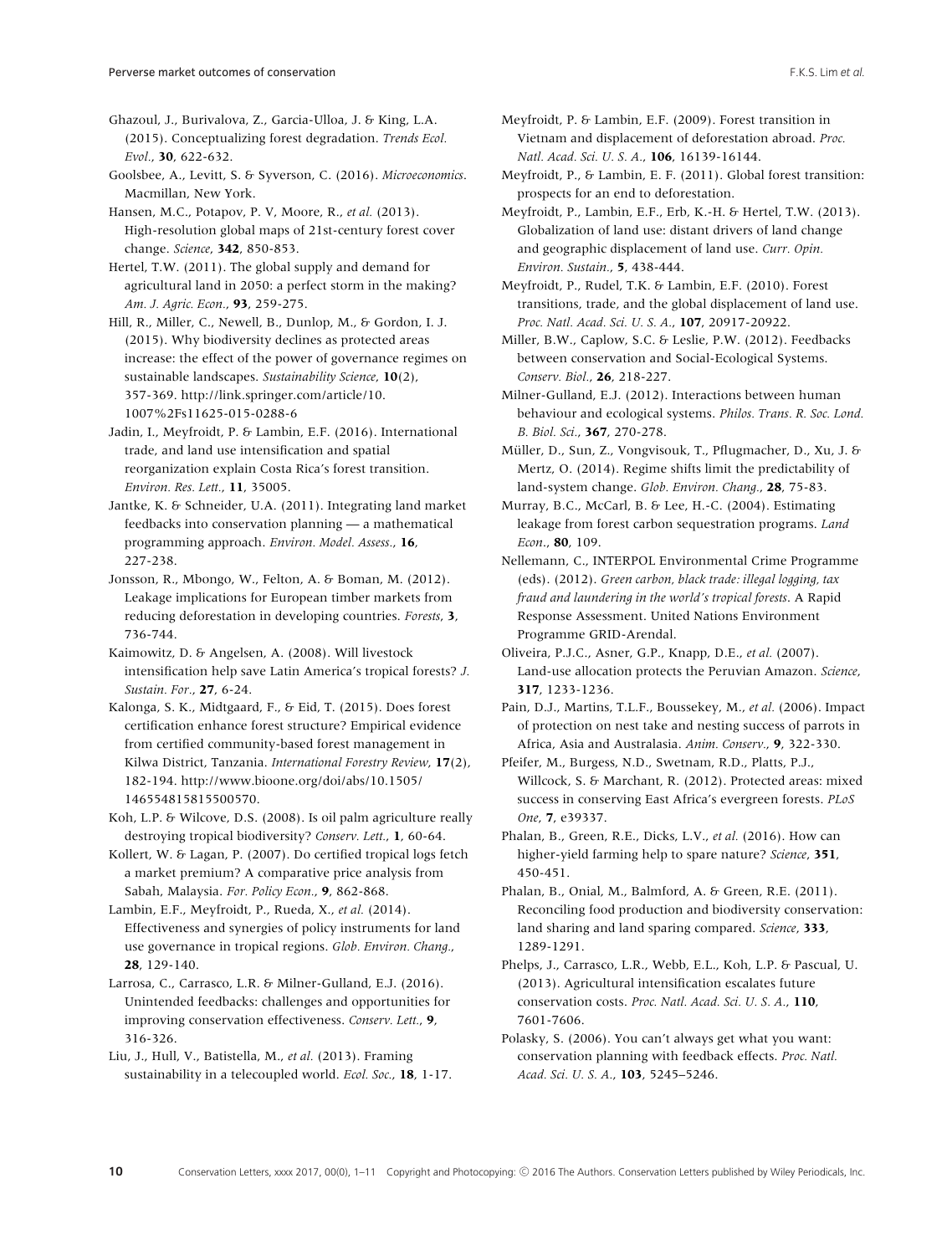Ghazoul, J., Burivalova, Z., Garcia-Ulloa, J. & King, L.A. (2015). Conceptualizing forest degradation. *Trends Ecol. Evol.*, **30**, 622-632.

Goolsbee, A., Levitt, S. & Syverson, C. (2016). *Microeconomics*. Macmillan, New York.

Hansen, M.C., Potapov, P. V, Moore, R., *et al.* (2013). High-resolution global maps of 21st-century forest cover change. *Science*, **342**, 850-853.

Hertel, T.W. (2011). The global supply and demand for agricultural land in 2050: a perfect storm in the making? *Am. J. Agric. Econ.*, **93**, 259-275.

Hill, R., Miller, C., Newell, B., Dunlop, M., & Gordon, I. J. (2015). Why biodiversity declines as protected areas increase: the effect of the power of governance regimes on sustainable landscapes. *Sustainability Science*, **10**(2), 357-369. http://link.springer.com/article/10.1007%2Fs11625-015-0288-6

Jadin, I., Meyfroidt, P. & Lambin, E.F. (2016). International trade, and land use intensification and spatial reorganization explain Costa Rica's forest transition. *Environ. Res. Lett.*, **11**, 35005.

Jantke, K. & Schneider, U.A. (2011). Integrating land market feedbacks into conservation planning — a mathematical programming approach. *Environ. Model. Assess.*, **16**, 227-238.

Jonsson, R., Mbongo, W., Felton, A. & Boman, M. (2012). Leakage implications for European timber markets from reducing deforestation in developing countries. *Forests*, **3**, 736-744.

Kaimowitz, D. & Angelsen, A. (2008). Will livestock intensification help save Latin America's tropical forests? *J. Sustain. For.*, **27**, 6-24.

Kalonga, S. K., Midtgaard, F., & Eid, T. (2015). Does forest certification enhance forest structure? Empirical evidence from certified community-based forest management in Kilwa District, Tanzania. *International Forestry Review*, **17**(2), 182-194. http://www.bioone.org/doi/abs/10.1505/146554815815500570.

Koh, L.P. & Wilcove, D.S. (2008). Is oil palm agriculture really destroying tropical biodiversity? *Conserv. Lett.*, **1**, 60-64.

Kollert, W. & Lagan, P. (2007). Do certified tropical logs fetch a market premium? A comparative price analysis from Sabah, Malaysia. *For. Policy Econ.*, **9**, 862-868.

Lambin, E.F., Meyfroidt, P., Rueda, X., *et al.* (2014). Effectiveness and synergies of policy instruments for land use governance in tropical regions. *Glob. Environ. Chang.*, **28**, 129-140.

Larrosa, C., Carrasco, L.R. & Milner-Gulland, E.J. (2016). Unintended feedbacks: challenges and opportunities for improving conservation effectiveness. *Conserv. Lett.*, **9**, 316-326.

Liu, J., Hull, V., Batistella, M., *et al.* (2013). Framing sustainability in a telecoupled world. *Ecol. Soc.*, **18**, 1-17.

Meyfroidt, P. & Lambin, E.F. (2009). Forest transition in Vietnam and displacement of deforestation abroad. *Proc. Natl. Acad. Sci. U. S. A.*, **106**, 16139-16144.

Meyfroidt, P., & Lambin, E. F. (2011). Global forest transition: prospects for an end to deforestation.

Meyfroidt, P., Lambin, E.F., Erb, K.-H. & Hertel, T.W. (2013). Globalization of land use: distant drivers of land change and geographic displacement of land use. *Curr. Opin. Environ. Sustain.*, **5**, 438-444.

Meyfroidt, P., Rudel, T.K. & Lambin, E.F. (2010). Forest transitions, trade, and the global displacement of land use. *Proc. Natl. Acad. Sci. U. S. A.*, **107**, 20917-20922.

Miller, B.W., Caplow, S.C. & Leslie, P.W. (2012). Feedbacks between conservation and Social-Ecological Systems. *Conserv. Biol.*, **26**, 218-227.

Milner-Gulland, E.J. (2012). Interactions between human behaviour and ecological systems. *Philos. Trans. R. Soc. Lond. B. Biol. Sci.*, **367**, 270-278.

Müller, D., Sun, Z., Vongvisouk, T., Pflugmacher, D., Xu, J. & Mertz, O. (2014). Regime shifts limit the predictability of land-system change. *Glob. Environ. Chang.*, **28**, 75-83.

Murray, B.C., McCarl, B. & Lee, H.-C. (2004). Estimating leakage from forest carbon sequestration programs. *Land Econ.*, **80**, 109.

Nellemann, C., INTERPOL Environmental Crime Programme (eds). (2012). *Green carbon, black trade: illegal logging, tax fraud and laundering in the world's tropical forests*. A Rapid Response Assessment. United Nations Environment Programme GRID-Arendal.

Oliveira, P.J.C., Asner, G.P., Knapp, D.E., *et al.* (2007). Land-use allocation protects the Peruvian Amazon. *Science*, **317**, 1233-1236.

Pain, D.J., Martins, T.L.F., Boussekey, M., *et al.* (2006). Impact of protection on nest take and nesting success of parrots in Africa, Asia and Australasia. *Anim. Conserv.*, **9**, 322-330.

Pfeifer, M., Burgess, N.D., Swetnam, R.D., Platts, P.J., Willcock, S. & Marchant, R. (2012). Protected areas: mixed success in conserving East Africa's evergreen forests. *PLoS One*, **7**, e39337.

Phalan, B., Green, R.E., Dicks, L.V., *et al.* (2016). How can higher-yield farming help to spare nature? *Science*, **351**, 450-451.

Phalan, B., Onial, M., Balmford, A. & Green, R.E. (2011). Reconciling food production and biodiversity conservation: land sharing and land sparing compared. *Science*, **333**, 1289-1291.

Phelps, J., Carrasco, L.R., Webb, E.L., Koh, L.P. & Pascual, U. (2013). Agricultural intensification escalates future conservation costs. *Proc. Natl. Acad. Sci. U. S. A.*, **110**, 7601-7606.

Polasky, S. (2006). You can't always get what you want: conservation planning with feedback effects. *Proc. Natl. Acad. Sci. U. S. A.*, **103**, 5245–5246.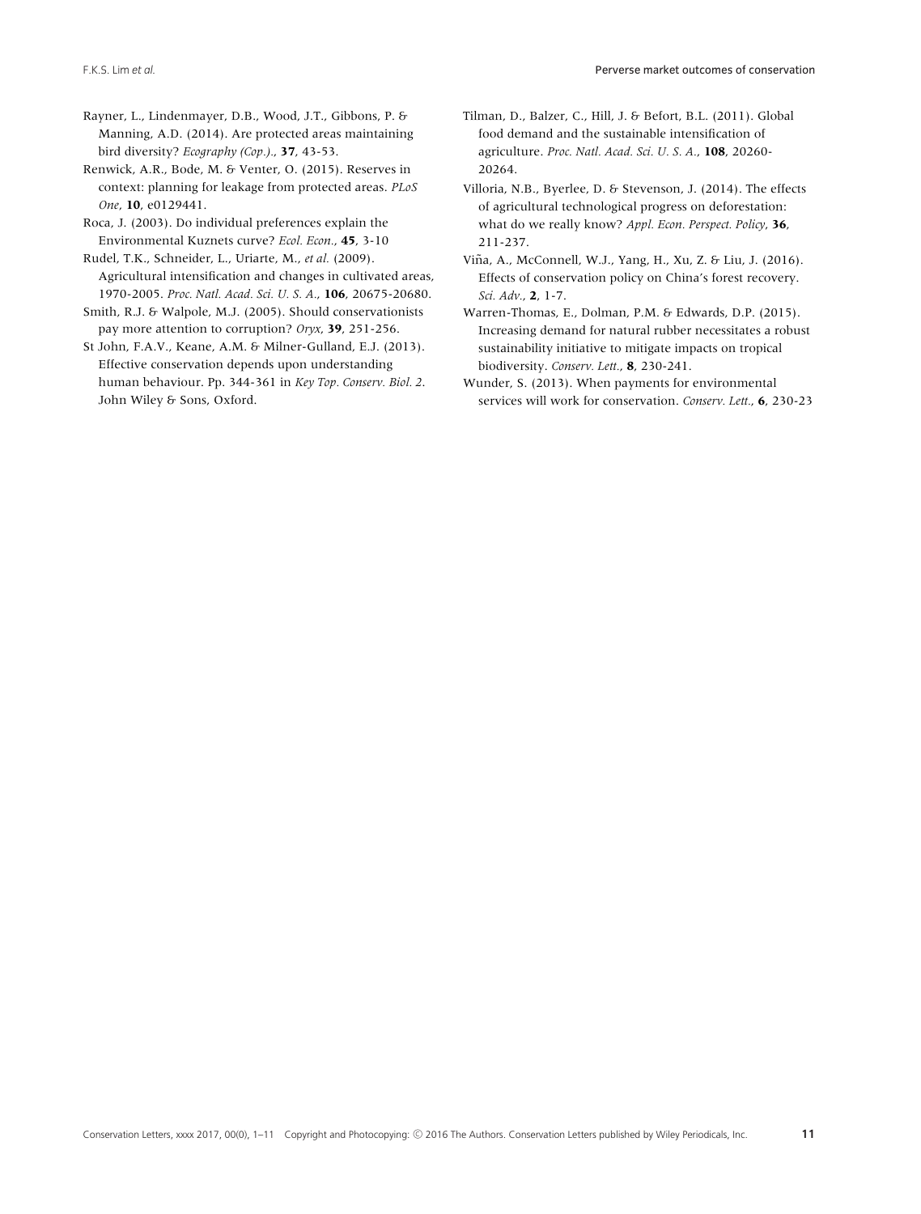Rayner, L., Lindenmayer, D.B., Wood, J.T., Gibbons, P. & Manning, A.D. (2014). Are protected areas maintaining bird diversity? *Ecography (Cop.)*, **37**, 43-53.

Renwick, A.R., Bode, M. & Venter, O. (2015). Reserves in context: planning for leakage from protected areas. *PLoS One*, **10**, e0129441.

Roca, J. (2003). Do individual preferences explain the Environmental Kuznets curve? *Ecol. Econ.*, **45**, 3-10

Rudel, T.K., Schneider, L., Uriarte, M., *et al.* (2009). Agricultural intensification and changes in cultivated areas, 1970-2005. *Proc. Natl. Acad. Sci. U. S. A.*, **106**, 20675-20680.

Smith, R.J. & Walpole, M.J. (2005). Should conservationists pay more attention to corruption? *Oryx*, **39**, 251-256.

St John, F.A.V., Keane, A.M. & Milner-Gulland, E.J. (2013). Effective conservation depends upon understanding human behaviour. Pp. 344-361 in *Key Top. Conserv. Biol. 2*. John Wiley & Sons, Oxford.

Tilman, D., Balzer, C., Hill, J. & Befort, B.L. (2011). Global food demand and the sustainable intensification of agriculture. *Proc. Natl. Acad. Sci. U. S. A.*, **108**, 20260-20264.

Villoria, N.B., Byerlee, D. & Stevenson, J. (2014). The effects of agricultural technological progress on deforestation: what do we really know? *Appl. Econ. Perspect. Policy*, **36**, 211-237.

Viña, A., McConnell, W.J., Yang, H., Xu, Z. & Liu, J. (2016). Effects of conservation policy on China's forest recovery. *Sci. Adv.*, **2**, 1-7.

Warren-Thomas, E., Dolman, P.M. & Edwards, D.P. (2015). Increasing demand for natural rubber necessitates a robust sustainability initiative to mitigate impacts on tropical biodiversity. *Conserv. Lett.*, **8**, 230-241.

Wunder, S. (2013). When payments for environmental services will work for conservation. *Conserv. Lett.*, **6**, 230-23